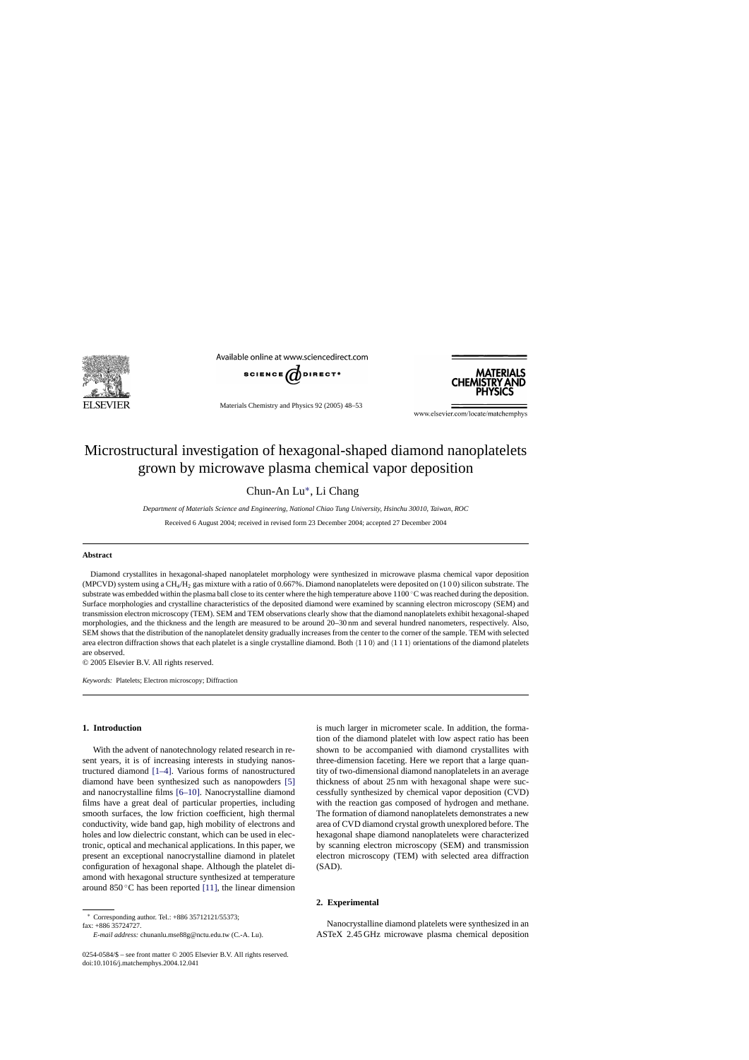# Microstructural investigation of hexagonal-shaped diamond nanoplatelets grown by microwave plasma chemical vapor deposition

Chun-An Lu*, Li Chang

*Department of Materials Science and Engineering, National Chiao Tung University, Hsinchu 30010, Taiwan, ROC*

Received 6 August 2004; received in revised form 23 December 2004; accepted 27 December 2004

## Abstract

Diamond crystallites in hexagonal-shaped nanoplatelet morphology were synthesized in microwave plasma chemical vapor deposition (MPCVD) system using a $CH_4/H_2$ gas mixture with a ratio of 0.667%. Diamond nanoplatelets were deposited on (1 0 0) silicon substrate. The substrate was embedded within the plasma ball close to its center where the high temperature above 1100 °C was reached during the deposition. Surface morphologies and crystalline characteristics of the deposited diamond were examined by scanning electron microscopy (SEM) and transmission electron microscopy (TEM). SEM and TEM observations clearly show that the diamond nanoplatelets exhibit hexagonal-shaped morphologies, and the thickness and the length are measured to be around 20–30 nm and several hundred nanometers, respectively. Also, SEM shows that the distribution of the nanoplatelet density gradually increases from the center to the corner of the sample. TEM with selected area electron diffraction shows that each platelet is a single crystalline diamond. Both ⟨1 1 0⟩ and ⟨1 1 1⟩ orientations of the diamond platelets are observed.

© 2005 Elsevier B.V. All rights reserved.

*Keywords:* Platelets; Electron microscopy; Diffraction

## 1. Introduction

With the advent of nanotechnology related research in recent years, it is of increasing interests in studying nanostructured diamond [1–4]. Various forms of nanostructured diamond have been synthesized such as nanopowders [5] and nanocrystalline films [6–10]. Nanocrystalline diamond films have a great deal of particular properties, including smooth surfaces, the low friction coefficient, high thermal conductivity, wide band gap, high mobility of electrons and holes and low dielectric constant, which can be used in electronic, optical and mechanical applications. In this paper, we present an exceptional nanocrystalline diamond in platelet configuration of hexagonal shape. Although the platelet diamond with hexagonal structure synthesized at temperature around 850 °C has been reported [11], the linear dimension is much larger in micrometer scale. In addition, the formation of the diamond platelet with low aspect ratio has been shown to be accompanied with diamond crystallites with three-dimension faceting. Here we report that a large quantity of two-dimensional diamond nanoplatelets in an average thickness of about 25 nm with hexagonal shape were successfully synthesized by chemical vapor deposition (CVD) with the reaction gas composed of hydrogen and methane. The formation of diamond nanoplatelets demonstrates a new area of CVD diamond crystal growth unexplored before. The hexagonal shape diamond nanoplatelets were characterized by scanning electron microscopy (SEM) and transmission electron microscopy (TEM) with selected area diffraction (SAD).

## 2. Experimental

Nanocrystalline diamond platelets were synthesized in an ASTeX 2.45 GHz microwave plasma chemical deposition

* Corresponding author. Tel.: +886 35712121/55373; fax: +886 35724727.
*E-mail address:* chunanlu.mse88g@nctu.edu.tw (C.-A. Lu).

0254-0584/$ – see front matter © 2005 Elsevier B.V. All rights reserved.
doi:10.1016/j.matchemphys.2004.12.041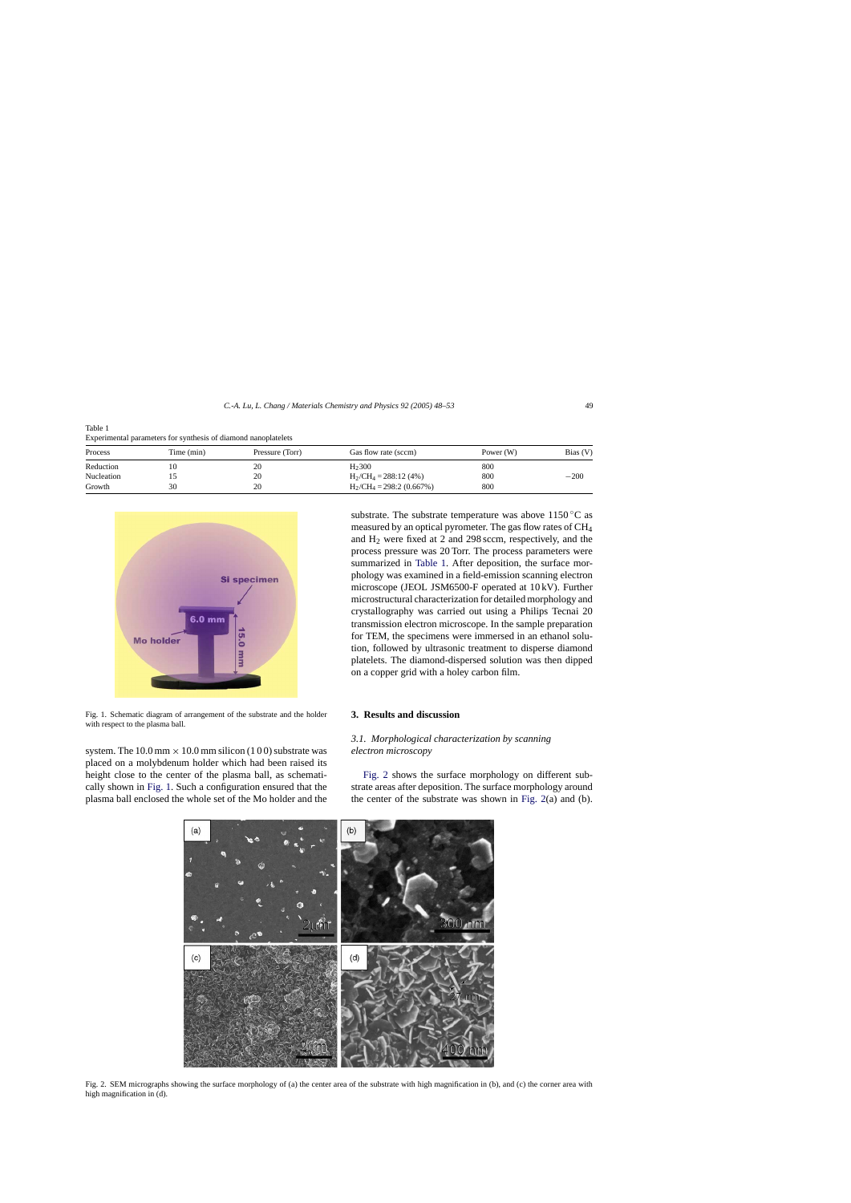Table 1
Experimental parameters for synthesis of diamond nanoplatelets

| Process | Time (min) | Pressure (Torr) | Gas flow rate (sccm) | Power (W) | Bias (V) |
|---|---|---|---|---|---|
| Reduction | 10 | 20 | $H_2$ 300 | 800 | |
| Nucleation | 15 | 20 | $H_2/CH_4 = 288:12$ (4%) | 800 | −200 |
| Growth | 30 | 20 | $H_2/CH_4 = 298:2$ (0.667%) | 800 | |

Fig. 1. Schematic diagram of arrangement of the substrate and the holder with respect to the plasma ball.

system. The 10.0 mm × 10.0 mm silicon (1 0 0) substrate was placed on a molybdenum holder which had been raised its height close to the center of the plasma ball, as schematically shown in Fig. 1. Such a configuration ensured that the plasma ball enclosed the whole set of the Mo holder and the substrate. The substrate temperature was above 1150 °C as measured by an optical pyrometer. The gas flow rates of $CH_4$ and $H_2$ were fixed at 2 and 298 sccm, respectively, and the process pressure was 20 Torr. The process parameters were summarized in Table 1. After deposition, the surface morphology was examined in a field-emission scanning electron microscope (JEOL JSM6500-F operated at 10 kV). Further microstructural characterization for detailed morphology and crystallography was carried out using a Philips Tecnai 20 transmission electron microscope. In the sample preparation for TEM, the specimens were immersed in an ethanol solution, followed by ultrasonic treatment to disperse diamond platelets. The diamond-dispersed solution was then dipped on a copper grid with a holey carbon film.

## 3. Results and discussion

### 3.1. Morphological characterization by scanning electron microscopy

Fig. 2 shows the surface morphology on different substrate areas after deposition. The surface morphology around the center of the substrate was shown in Fig. 2(a) and (b).

Fig. 2. SEM micrographs showing the surface morphology of (a) the center area of the substrate with high magnification in (b), and (c) the corner area with high magnification in (d).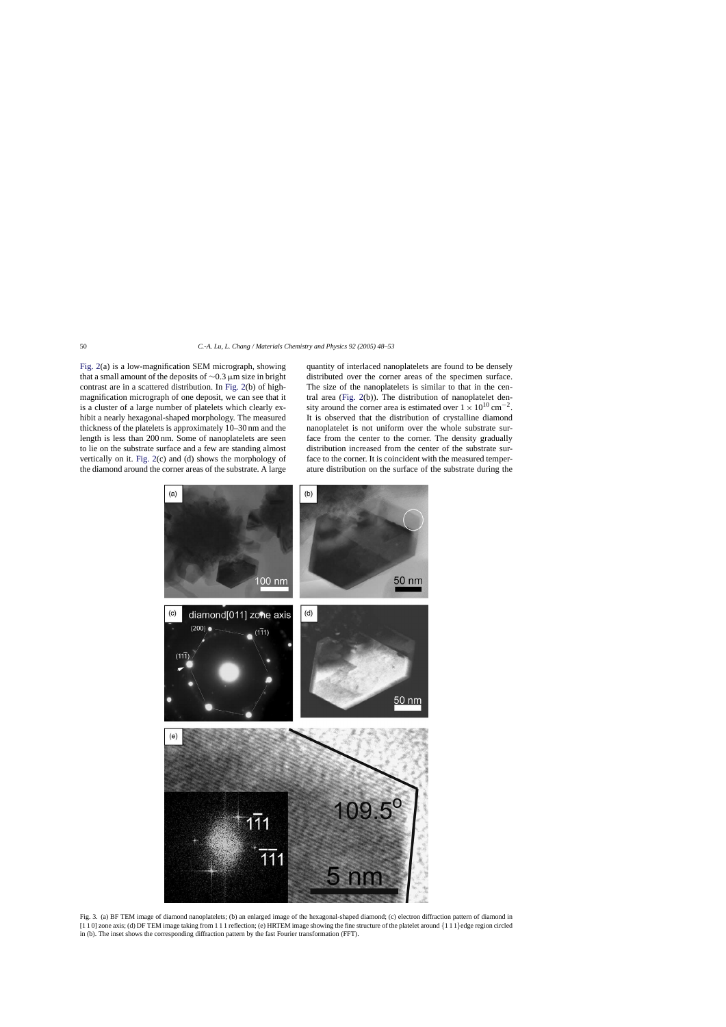Fig. 2(a) is a low-magnification SEM micrograph, showing that a small amount of the deposits of ~0.3 μm size in bright contrast are in a scattered distribution. In Fig. 2(b) of high-magnification micrograph of one deposit, we can see that it is a cluster of a large number of platelets which clearly exhibit a nearly hexagonal-shaped morphology. The measured thickness of the platelets is approximately 10–30 nm and the length is less than 200 nm. Some of nanoplatelets are seen to lie on the substrate surface and a few are standing almost vertically on it. Fig. 2(c) and (d) shows the morphology of the diamond around the corner areas of the substrate. A large quantity of interlaced nanoplatelets are found to be densely distributed over the corner areas of the specimen surface. The size of the nanoplatelets is similar to that in the central area (Fig. 2(b)). The distribution of nanoplatelet density around the corner area is estimated over $1 \times 10^{10}\,\mathrm{cm}^{-2}$. It is observed that the distribution of crystalline diamond nanoplatelet is not uniform over the whole substrate surface from the center to the corner. The density gradually distribution increased from the center of the substrate surface to the corner. It is coincident with the measured temperature distribution on the surface of the substrate during the

Fig. 3. (a) BF TEM image of diamond nanoplatelets; (b) an enlarged image of the hexagonal-shaped diamond; (c) electron diffraction pattern of diamond in [1 1 0] zone axis; (d) DF TEM image taking from 1 1 1 reflection; (e) HRTEM image showing the fine structure of the platelet around {1 1 1}edge region circled in (b). The inset shows the corresponding diffraction pattern by the fast Fourier transformation (FFT).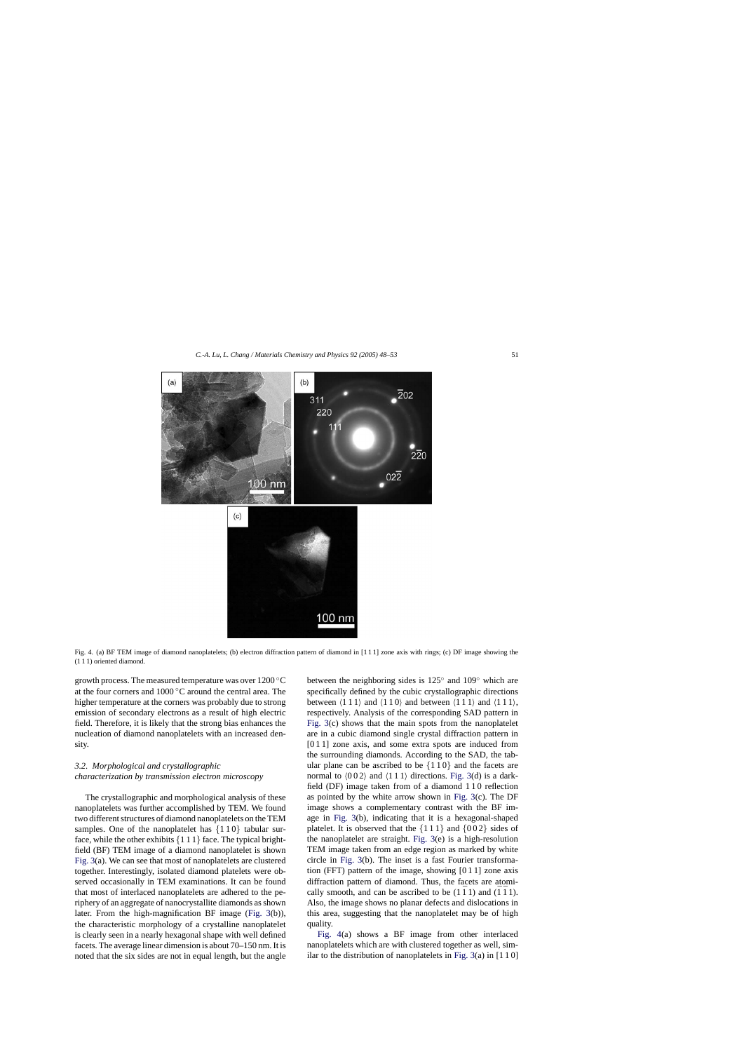Fig. 4. (a) BF TEM image of diamond nanoplatelets; (b) electron diffraction pattern of diamond in [1 1 1] zone axis with rings; (c) DF image showing the (1 1 1) oriented diamond.

growth process. The measured temperature was over 1200 °C at the four corners and 1000 °C around the central area. The higher temperature at the corners was probably due to strong emission of secondary electrons as a result of high electric field. Therefore, it is likely that the strong bias enhances the nucleation of diamond nanoplatelets with an increased density.

### 3.2. Morphological and crystallographic characterization by transmission electron microscopy

The crystallographic and morphological analysis of these nanoplatelets was further accomplished by TEM. We found two different structures of diamond nanoplatelets on the TEM samples. One of the nanoplatelet has {1 1 0} tabular surface, while the other exhibits {1 1 1} face. The typical bright-field (BF) TEM image of a diamond nanoplatelet is shown Fig. 3(a). We can see that most of nanoplatelets are clustered together. Interestingly, isolated diamond platelets were observed occasionally in TEM examinations. It can be found that most of interlaced nanoplatelets are adhered to the periphery of an aggregate of nanocrystallite diamonds as shown later. From the high-magnification BF image (Fig. 3(b)), the characteristic morphology of a crystalline nanoplatelet is clearly seen in a nearly hexagonal shape with well defined facets. The average linear dimension is about 70–150 nm. It is noted that the six sides are not in equal length, but the angle between the neighboring sides is 125° and 109° which are specifically defined by the cubic crystallographic directions between ⟨1 1 1⟩ and ⟨1 1 0⟩ and between ⟨1 1 1⟩ and ⟨1 1 1⟩, respectively. Analysis of the corresponding SAD pattern in Fig. 3(c) shows that the main spots from the nanoplatelet are in a cubic diamond single crystal diffraction pattern in [0 1 1] zone axis, and some extra spots are induced from the surrounding diamonds. According to the SAD, the tabular plane can be ascribed to be {1 1 0} and the facets are normal to ⟨0 0 2⟩ and ⟨1 1 1⟩ directions. Fig. 3(d) is a dark-field (DF) image taken from of a diamond 1 1 0 reflection as pointed by the white arrow shown in Fig. 3(c). The DF image shows a complementary contrast with the BF image in Fig. 3(b), indicating that it is a hexagonal-shaped platelet. It is observed that the {1 1 1} and {0 0 2} sides of the nanoplatelet are straight. Fig. 3(e) is a high-resolution TEM image taken from an edge region as marked by white circle in Fig. 3(b). The inset is a fast Fourier transformation (FFT) pattern of the image, showing [0 1 1] zone axis diffraction pattern of diamond. Thus, the facets are atomically smooth, and can be ascribed to be $(1\bar{1}1)$ and $(\bar{1}\bar{1}1)$. Also, the image shows no planar defects and dislocations in this area, suggesting that the nanoplatelet may be of high quality.

Fig. 4(a) shows a BF image from other interlaced nanoplatelets which are with clustered together as well, similar to the distribution of nanoplatelets in Fig. 3(a) in [1 1 0]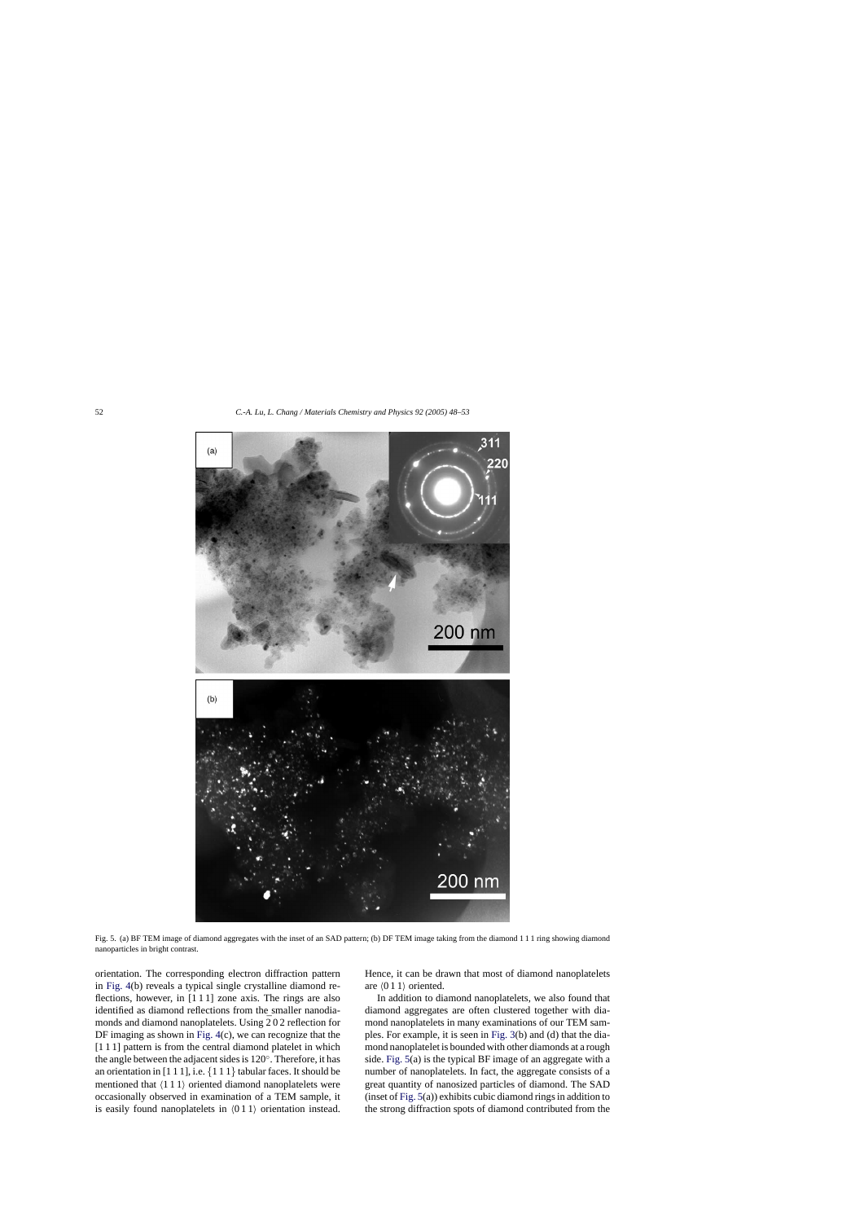Fig. 5. (a) BF TEM image of diamond aggregates with the inset of an SAD pattern; (b) DF TEM image taking from the diamond 1 1 1 ring showing diamond nanoparticles in bright contrast.

orientation. The corresponding electron diffraction pattern in Fig. 4(b) reveals a typical single crystalline diamond reflections, however, in [1 1 1] zone axis. The rings are also identified as diamond reflections from the smaller nanodiamonds and diamond nanoplatelets. Using $\bar{2}$ 0 2 reflection for DF imaging as shown in Fig. 4(c), we can recognize that the [1 1 1] pattern is from the central diamond platelet in which the angle between the adjacent sides is 120°. Therefore, it has an orientation in [1 1 1], i.e. {1 1 1} tabular faces. It should be mentioned that ⟨1 1 1⟩ oriented diamond nanoplatelets were occasionally observed in examination of a TEM sample, it is easily found nanoplatelets in ⟨0 1 1⟩ orientation instead. Hence, it can be drawn that most of diamond nanoplatelets are ⟨0 1 1⟩ oriented.

In addition to diamond nanoplatelets, we also found that diamond aggregates are often clustered together with diamond nanoplatelets in many examinations of our TEM samples. For example, it is seen in Fig. 3(b) and (d) that the diamond nanoplatelet is bounded with other diamonds at a rough side. Fig. 5(a) is the typical BF image of an aggregate with a number of nanoplatelets. In fact, the aggregate consists of a great quantity of nanosized particles of diamond. The SAD (inset of Fig. 5(a)) exhibits cubic diamond rings in addition to the strong diffraction spots of diamond contributed from the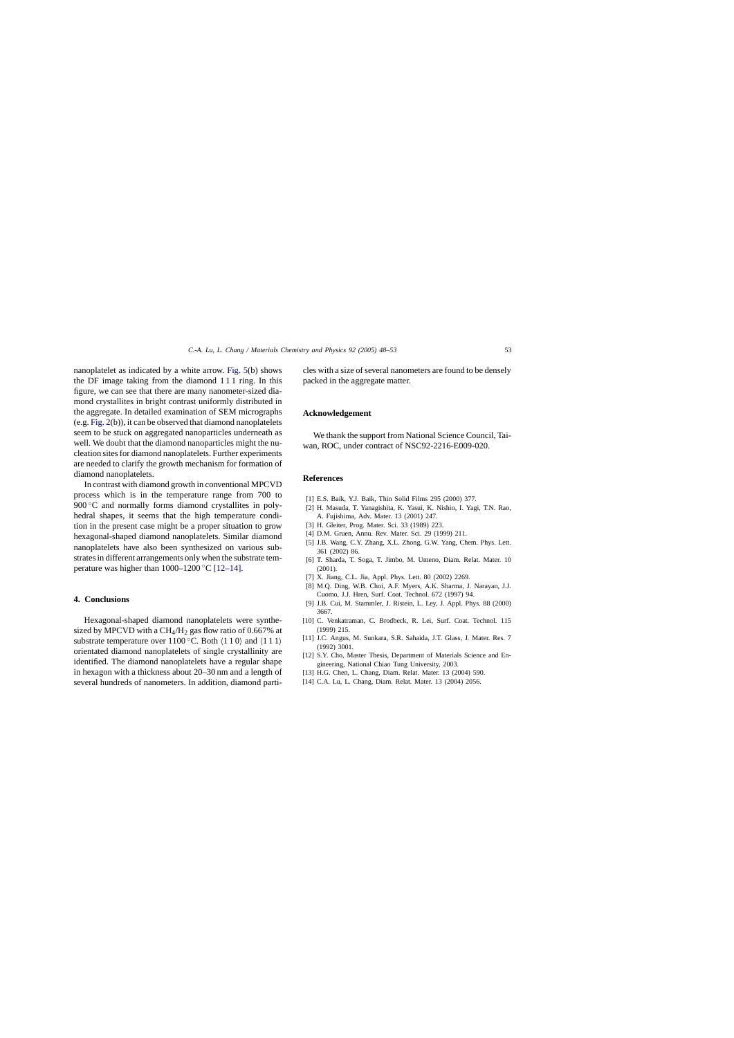nanoplatelet as indicated by a white arrow. Fig. 5(b) shows the DF image taking from the diamond 1 1 1 ring. In this figure, we can see that there are many nanometer-sized diamond crystallites in bright contrast uniformly distributed in the aggregate. In detailed examination of SEM micrographs (e.g. Fig. 2(b)), it can be observed that diamond nanoplatelets seem to be stuck on aggregated nanoparticles underneath as well. We doubt that the diamond nanoparticles might the nucleation sites for diamond nanoplatelets. Further experiments are needed to clarify the growth mechanism for formation of diamond nanoplatelets.

In contrast with diamond growth in conventional MPCVD process which is in the temperature range from 700 to 900 °C and normally forms diamond crystallites in polyhedral shapes, it seems that the high temperature condition in the present case might be a proper situation to grow hexagonal-shaped diamond nanoplatelets. Similar diamond nanoplatelets have also been synthesized on various substrates in different arrangements only when the substrate temperature was higher than 1000–1200 °C [12–14].

## 4. Conclusions

Hexagonal-shaped diamond nanoplatelets were synthesized by MPCVD with a $CH_4/H_2$ gas flow ratio of 0.667% at substrate temperature over 1100 °C. Both $\langle 1\,1\,0\rangle$ and $\langle 1\,1\,1\rangle$ orientated diamond nanoplatelets of single crystallinity are identified. The diamond nanoplatelets have a regular shape in hexagon with a thickness about 20–30 nm and a length of several hundreds of nanometers. In addition, diamond particles with a size of several nanometers are found to be densely packed in the aggregate matter.

## Acknowledgement

We thank the support from National Science Council, Taiwan, ROC, under contract of NSC92-2216-E009-020.

## References

[1] E.S. Baik, Y.J. Baik, Thin Solid Films 295 (2000) 377.
[2] H. Masuda, T. Yanagishita, K. Yasui, K. Nishio, I. Yagi, T.N. Rao, A. Fujishima, Adv. Mater. 13 (2001) 247.
[3] H. Gleiter, Prog. Mater. Sci. 33 (1989) 223.
[4] D.M. Gruen, Annu. Rev. Mater. Sci. 29 (1999) 211.
[5] J.B. Wang, C.Y. Zhang, X.L. Zhong, G.W. Yang, Chem. Phys. Lett. 361 (2002) 86.
[6] T. Sharda, T. Soga, T. Jimbo, M. Umeno, Diam. Relat. Mater. 10 (2001).
[7] X. Jiang, C.L. Jia, Appl. Phys. Lett. 80 (2002) 2269.
[8] M.Q. Ding, W.B. Choi, A.F. Myers, A.K. Sharma, J. Narayan, J.J. Cuomo, J.J. Hren, Surf. Coat. Technol. 672 (1997) 94.
[9] J.B. Cui, M. Stammler, J. Ristein, L. Ley, J. Appl. Phys. 88 (2000) 3667.
[10] C. Venkatraman, C. Brodbeck, R. Lei, Surf. Coat. Technol. 115 (1999) 215.
[11] J.C. Angus, M. Sunkara, S.R. Sahaida, J.T. Glass, J. Mater. Res. 7 (1992) 3001.
[12] S.Y. Cho, Master Thesis, Department of Materials Science and Engineering, National Chiao Tung University, 2003.
[13] H.G. Chen, L. Chang, Diam. Relat. Mater. 13 (2004) 590.
[14] C.A. Lu, L. Chang, Diam. Relat. Mater. 13 (2004) 2056.